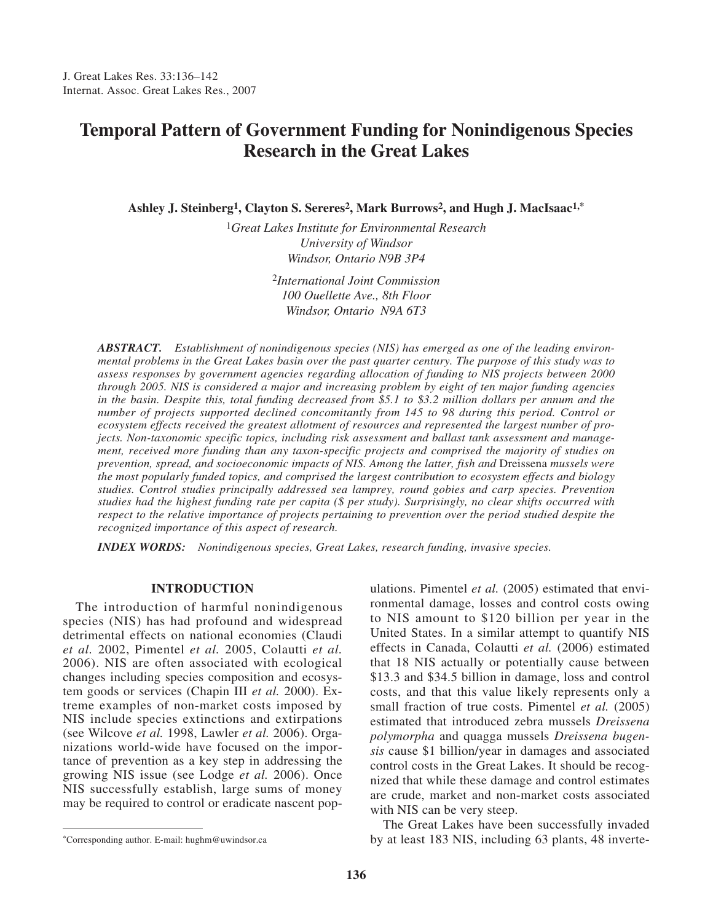# Temporal Pattern of Government Funding for Nonindigenous Species Research in the Great Lakes

**Ashley J. Steinberg[1], Clayton S. Sereres[2], Mark Burrows[2], and Hugh J. MacIsaac[1,*]**

[1]*Great Lakes Institute for Environmental Research*
*University of Windsor*
*Windsor, Ontario N9B 3P4*

[2]*International Joint Commission*
*100 Ouellette Ave., 8th Floor*
*Windsor, Ontario N9A 6T3*

***ABSTRACT.*** *Establishment of nonindigenous species (NIS) has emerged as one of the leading environmental problems in the Great Lakes basin over the past quarter century. The purpose of this study was to assess responses by government agencies regarding allocation of funding to NIS projects between 2000 through 2005. NIS is considered a major and increasing problem by eight of ten major funding agencies in the basin. Despite this, total funding decreased from $5.1 to $3.2 million dollars per annum and the number of projects supported declined concomitantly from 145 to 98 during this period. Control or ecosystem effects received the greatest allotment of resources and represented the largest number of projects. Non-taxonomic specific topics, including risk assessment and ballast tank assessment and management, received more funding than any taxon-specific projects and comprised the majority of studies on prevention, spread, and socioeconomic impacts of NIS. Among the latter, fish and* Dreissena *mussels were the most popularly funded topics, and comprised the largest contribution to ecosystem effects and biology studies. Control studies principally addressed sea lamprey, round gobies and carp species. Prevention studies had the highest funding rate per capita ($ per study). Surprisingly, no clear shifts occurred with respect to the relative importance of projects pertaining to prevention over the period studied despite the recognized importance of this aspect of research.*

***INDEX WORDS:*** *Nonindigenous species, Great Lakes, research funding, invasive species.*

## INTRODUCTION

The introduction of harmful nonindigenous species (NIS) has had profound and widespread detrimental effects on national economies (Claudi *et al.* 2002, Pimentel *et al.* 2005, Colautti *et al.* 2006). NIS are often associated with ecological changes including species composition and ecosystem goods or services (Chapin III *et al.* 2000). Extreme examples of non-market costs imposed by NIS include species extinctions and extirpations (see Wilcove *et al.* 1998, Lawler *et al.* 2006). Organizations world-wide have focused on the importance of prevention as a key step in addressing the growing NIS issue (see Lodge *et al.* 2006). Once NIS successfully establish, large sums of money may be required to control or eradicate nascent populations. Pimentel *et al.* (2005) estimated that environmental damage, losses and control costs owing to NIS amount to $120 billion per year in the United States. In a similar attempt to quantify NIS effects in Canada, Colautti *et al.* (2006) estimated that 18 NIS actually or potentially cause between $13.3 and $34.5 billion in damage, loss and control costs, and that this value likely represents only a small fraction of true costs. Pimentel *et al.* (2005) estimated that introduced zebra mussels *Dreissena polymorpha* and quagga mussels *Dreissena bugensis* cause $1 billion/year in damages and associated control costs in the Great Lakes. It should be recognized that while these damage and control estimates are crude, market and non-market costs associated with NIS can be very steep.

The Great Lakes have been successfully invaded by at least 183 NIS, including 63 plants, 48 inverte-

*Corresponding author. E-mail: hughm@uwindsor.ca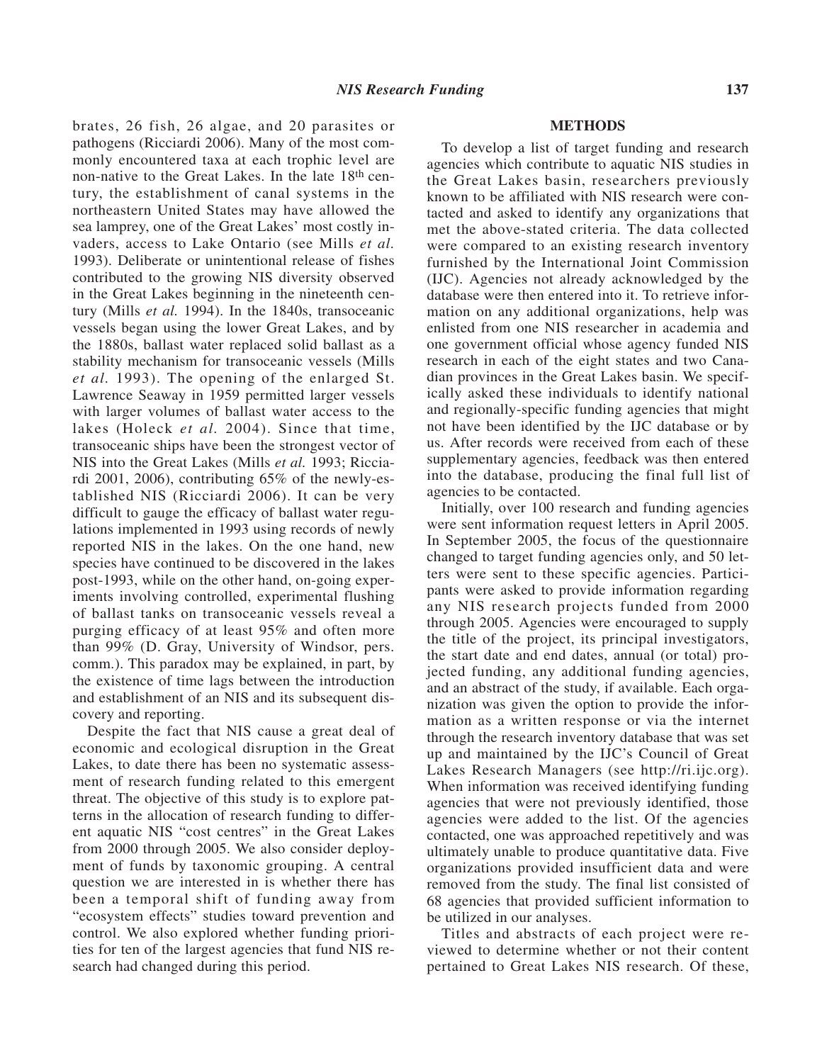brates, 26 fish, 26 algae, and 20 parasites or pathogens (Ricciardi 2006). Many of the most commonly encountered taxa at each trophic level are non-native to the Great Lakes. In the late 18th century, the establishment of canal systems in the northeastern United States may have allowed the sea lamprey, one of the Great Lakes' most costly invaders, access to Lake Ontario (see Mills *et al.* 1993). Deliberate or unintentional release of fishes contributed to the growing NIS diversity observed in the Great Lakes beginning in the nineteenth century (Mills *et al.* 1994). In the 1840s, transoceanic vessels began using the lower Great Lakes, and by the 1880s, ballast water replaced solid ballast as a stability mechanism for transoceanic vessels (Mills *et al.* 1993). The opening of the enlarged St. Lawrence Seaway in 1959 permitted larger vessels with larger volumes of ballast water access to the lakes (Holeck *et al.* 2004). Since that time, transoceanic ships have been the strongest vector of NIS into the Great Lakes (Mills *et al.* 1993; Ricciardi 2001, 2006), contributing 65% of the newly-established NIS (Ricciardi 2006). It can be very difficult to gauge the efficacy of ballast water regulations implemented in 1993 using records of newly reported NIS in the lakes. On the one hand, new species have continued to be discovered in the lakes post-1993, while on the other hand, on-going experiments involving controlled, experimental flushing of ballast tanks on transoceanic vessels reveal a purging efficacy of at least 95% and often more than 99% (D. Gray, University of Windsor, pers. comm.). This paradox may be explained, in part, by the existence of time lags between the introduction and establishment of an NIS and its subsequent discovery and reporting.

Despite the fact that NIS cause a great deal of economic and ecological disruption in the Great Lakes, to date there has been no systematic assessment of research funding related to this emergent threat. The objective of this study is to explore patterns in the allocation of research funding to different aquatic NIS "cost centres" in the Great Lakes from 2000 through 2005. We also consider deployment of funds by taxonomic grouping. A central question we are interested in is whether there has been a temporal shift of funding away from "ecosystem effects" studies toward prevention and control. We also explored whether funding priorities for ten of the largest agencies that fund NIS research had changed during this period.

## METHODS

To develop a list of target funding and research agencies which contribute to aquatic NIS studies in the Great Lakes basin, researchers previously known to be affiliated with NIS research were contacted and asked to identify any organizations that met the above-stated criteria. The data collected were compared to an existing research inventory furnished by the International Joint Commission (IJC). Agencies not already acknowledged by the database were then entered into it. To retrieve information on any additional organizations, help was enlisted from one NIS researcher in academia and one government official whose agency funded NIS research in each of the eight states and two Canadian provinces in the Great Lakes basin. We specifically asked these individuals to identify national and regionally-specific funding agencies that might not have been identified by the IJC database or by us. After records were received from each of these supplementary agencies, feedback was then entered into the database, producing the final full list of agencies to be contacted.

Initially, over 100 research and funding agencies were sent information request letters in April 2005. In September 2005, the focus of the questionnaire changed to target funding agencies only, and 50 letters were sent to these specific agencies. Participants were asked to provide information regarding any NIS research projects funded from 2000 through 2005. Agencies were encouraged to supply the title of the project, its principal investigators, the start date and end dates, annual (or total) projected funding, any additional funding agencies, and an abstract of the study, if available. Each organization was given the option to provide the information as a written response or via the internet through the research inventory database that was set up and maintained by the IJC's Council of Great Lakes Research Managers (see http://ri.ijc.org). When information was received identifying funding agencies that were not previously identified, those agencies were added to the list. Of the agencies contacted, one was approached repetitively and was ultimately unable to produce quantitative data. Five organizations provided insufficient data and were removed from the study. The final list consisted of 68 agencies that provided sufficient information to be utilized in our analyses.

Titles and abstracts of each project were reviewed to determine whether or not their content pertained to Great Lakes NIS research. Of these,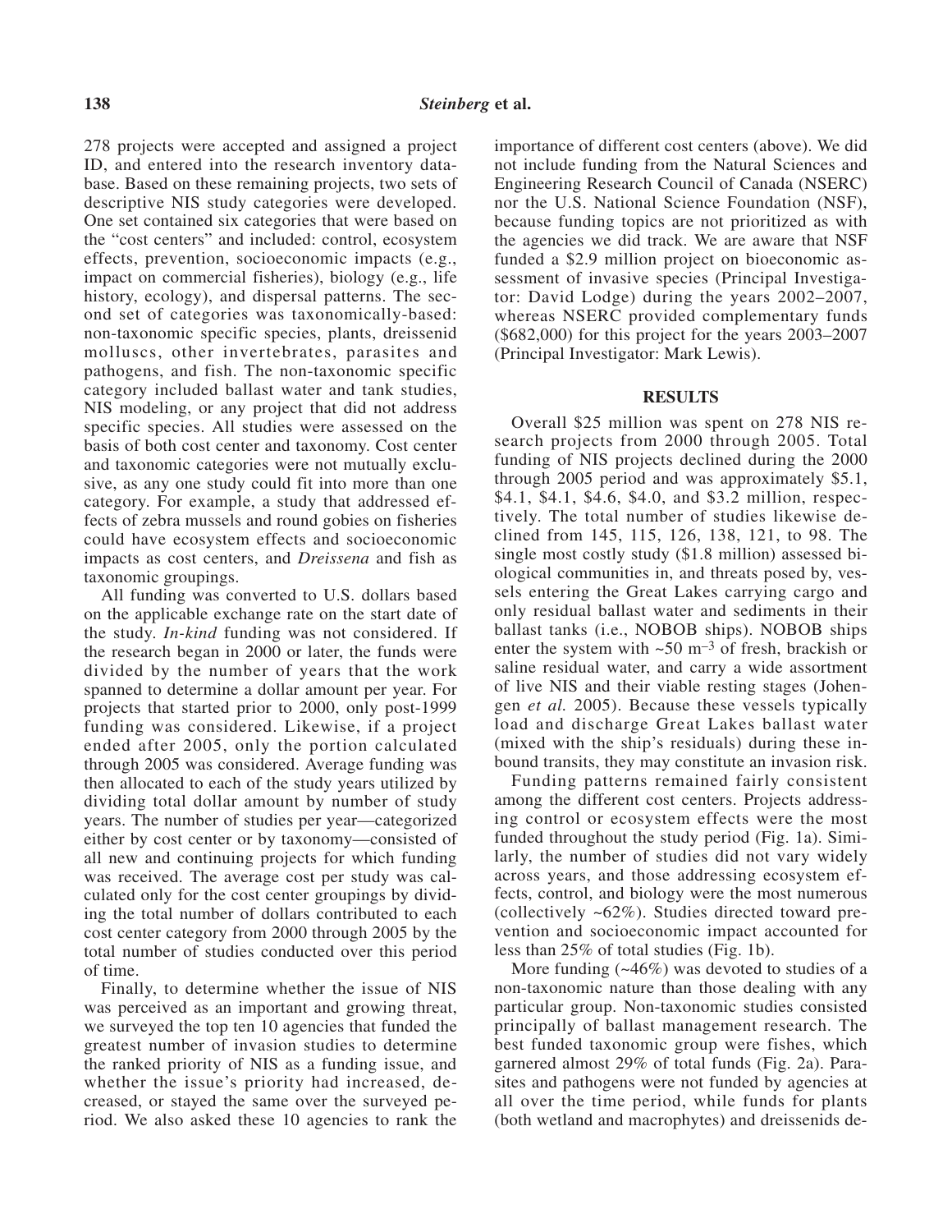278 projects were accepted and assigned a project ID, and entered into the research inventory database. Based on these remaining projects, two sets of descriptive NIS study categories were developed. One set contained six categories that were based on the "cost centers" and included: control, ecosystem effects, prevention, socioeconomic impacts (e.g., impact on commercial fisheries), biology (e.g., life history, ecology), and dispersal patterns. The second set of categories was taxonomically-based: non-taxonomic specific species, plants, dreissenid molluscs, other invertebrates, parasites and pathogens, and fish. The non-taxonomic specific category included ballast water and tank studies, NIS modeling, or any project that did not address specific species. All studies were assessed on the basis of both cost center and taxonomy. Cost center and taxonomic categories were not mutually exclusive, as any one study could fit into more than one category. For example, a study that addressed effects of zebra mussels and round gobies on fisheries could have ecosystem effects and socioeconomic impacts as cost centers, and *Dreissena* and fish as taxonomic groupings.

All funding was converted to U.S. dollars based on the applicable exchange rate on the start date of the study. *In-kind* funding was not considered. If the research began in 2000 or later, the funds were divided by the number of years that the work spanned to determine a dollar amount per year. For projects that started prior to 2000, only post-1999 funding was considered. Likewise, if a project ended after 2005, only the portion calculated through 2005 was considered. Average funding was then allocated to each of the study years utilized by dividing total dollar amount by number of study years. The number of studies per year—categorized either by cost center or by taxonomy—consisted of all new and continuing projects for which funding was received. The average cost per study was calculated only for the cost center groupings by dividing the total number of dollars contributed to each cost center category from 2000 through 2005 by the total number of studies conducted over this period of time.

Finally, to determine whether the issue of NIS was perceived as an important and growing threat, we surveyed the top ten 10 agencies that funded the greatest number of invasion studies to determine the ranked priority of NIS as a funding issue, and whether the issue's priority had increased, decreased, or stayed the same over the surveyed period. We also asked these 10 agencies to rank the importance of different cost centers (above). We did not include funding from the Natural Sciences and Engineering Research Council of Canada (NSERC) nor the U.S. National Science Foundation (NSF), because funding topics are not prioritized as with the agencies we did track. We are aware that NSF funded a \$2.9 million project on bioeconomic assessment of invasive species (Principal Investigator: David Lodge) during the years 2002–2007, whereas NSERC provided complementary funds (\$682,000) for this project for the years 2003–2007 (Principal Investigator: Mark Lewis).

## RESULTS

Overall \$25 million was spent on 278 NIS research projects from 2000 through 2005. Total funding of NIS projects declined during the 2000 through 2005 period and was approximately \$5.1, \$4.1, \$4.1, \$4.6, \$4.0, and \$3.2 million, respectively. The total number of studies likewise declined from 145, 115, 126, 138, 121, to 98. The single most costly study (\$1.8 million) assessed biological communities in, and threats posed by, vessels entering the Great Lakes carrying cargo and only residual ballast water and sediments in their ballast tanks (i.e., NOBOB ships). NOBOB ships enter the system with ~50 $m^{-3}$ of fresh, brackish or saline residual water, and carry a wide assortment of live NIS and their viable resting stages (Johengen *et al.* 2005). Because these vessels typically load and discharge Great Lakes ballast water (mixed with the ship's residuals) during these inbound transits, they may constitute an invasion risk.

Funding patterns remained fairly consistent among the different cost centers. Projects addressing control or ecosystem effects were the most funded throughout the study period (Fig. 1a). Similarly, the number of studies did not vary widely across years, and those addressing ecosystem effects, control, and biology were the most numerous (collectively ~62%). Studies directed toward prevention and socioeconomic impact accounted for less than 25% of total studies (Fig. 1b).

More funding (~46%) was devoted to studies of a non-taxonomic nature than those dealing with any particular group. Non-taxonomic studies consisted principally of ballast management research. The best funded taxonomic group were fishes, which garnered almost 29% of total funds (Fig. 2a). Parasites and pathogens were not funded by agencies at all over the time period, while funds for plants (both wetland and macrophytes) and dreissenids de-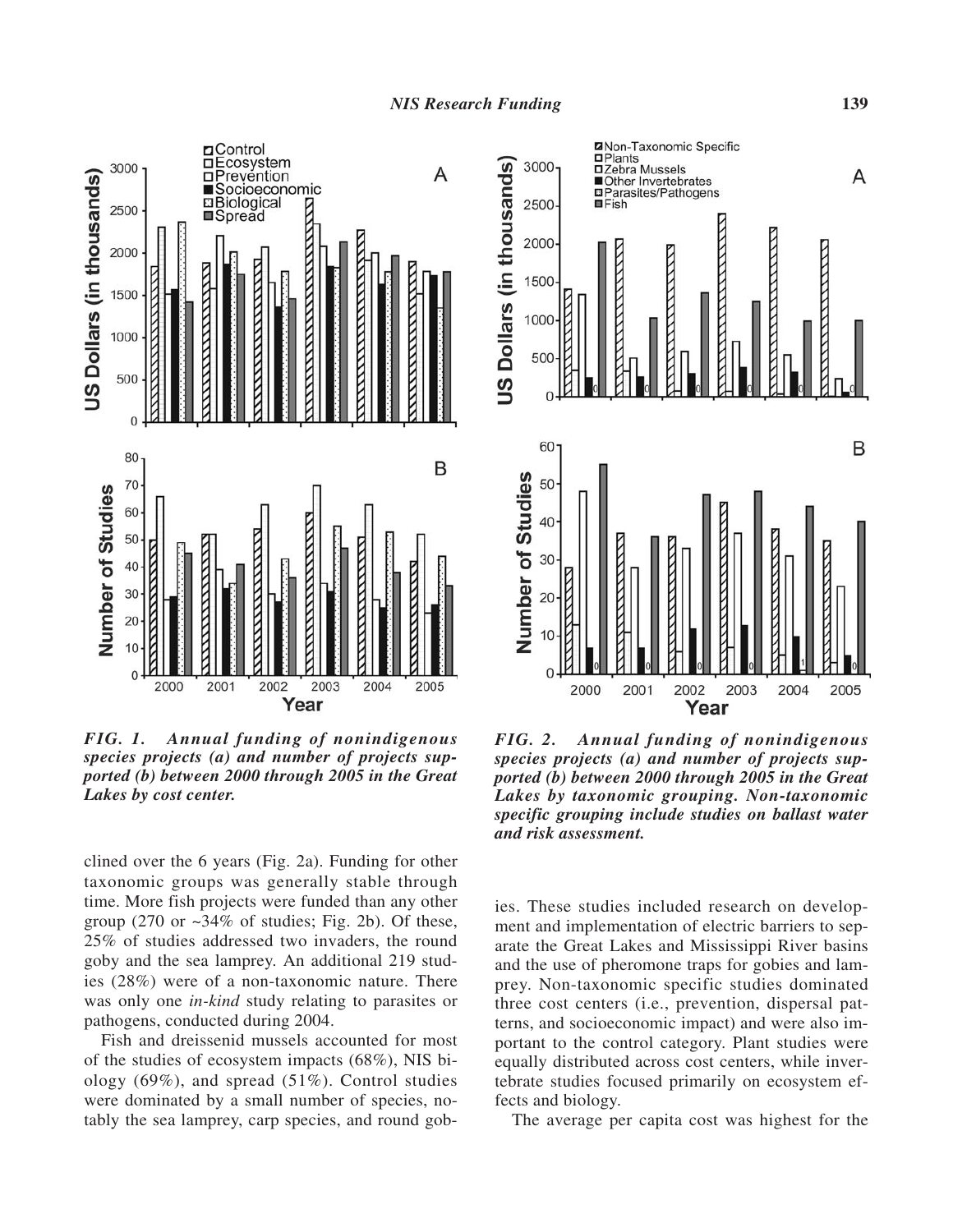□Control
□Ecosystem
□Prevention
■Socioeconomic
□Biological
■Spread

A

US Dollars (in thousands)

3000
2500
2000
1500
1000
500
0

B

Number of Studies

80
70
60
50
40
30
20
10
0

2000 2001 2002 2003 2004 2005

Year

*FIG. 1. Annual funding of nonindigenous species projects (a) and number of projects supported (b) between 2000 through 2005 in the Great Lakes by cost center.*

■Non-Taxonomic Specific
□Plants
□Zebra Mussels
■Other Invertebrates
□Parasites/Pathogens
■Fish

A

US Dollars (in thousands)

3000
2500
2000
1500
1000
500
0

0 0 0 0 0 0

B

Number of Studies

60
50
40
30
20
10
0

0 0 0 0 1 0

2000 2001 2002 2003 2004 2005

Year

*FIG. 2. Annual funding of nonindigenous species projects (a) and number of projects supported (b) between 2000 through 2005 in the Great Lakes by taxonomic grouping. Non-taxonomic specific grouping include studies on ballast water and risk assessment.*

clined over the 6 years (Fig. 2a). Funding for other taxonomic groups was generally stable through time. More fish projects were funded than any other group (270 or ~34% of studies; Fig. 2b). Of these, 25% of studies addressed two invaders, the round goby and the sea lamprey. An additional 219 studies (28%) were of a non-taxonomic nature. There was only one *in-kind* study relating to parasites or pathogens, conducted during 2004.

Fish and dreissenid mussels accounted for most of the studies of ecosystem impacts (68%), NIS biology (69%), and spread (51%). Control studies were dominated by a small number of species, notably the sea lamprey, carp species, and round gobies. These studies included research on development and implementation of electric barriers to separate the Great Lakes and Mississippi River basins and the use of pheromone traps for gobies and lamprey. Non-taxonomic specific studies dominated three cost centers (i.e., prevention, dispersal patterns, and socioeconomic impact) and were also important to the control category. Plant studies were equally distributed across cost centers, while invertebrate studies focused primarily on ecosystem effects and biology.

The average per capita cost was highest for the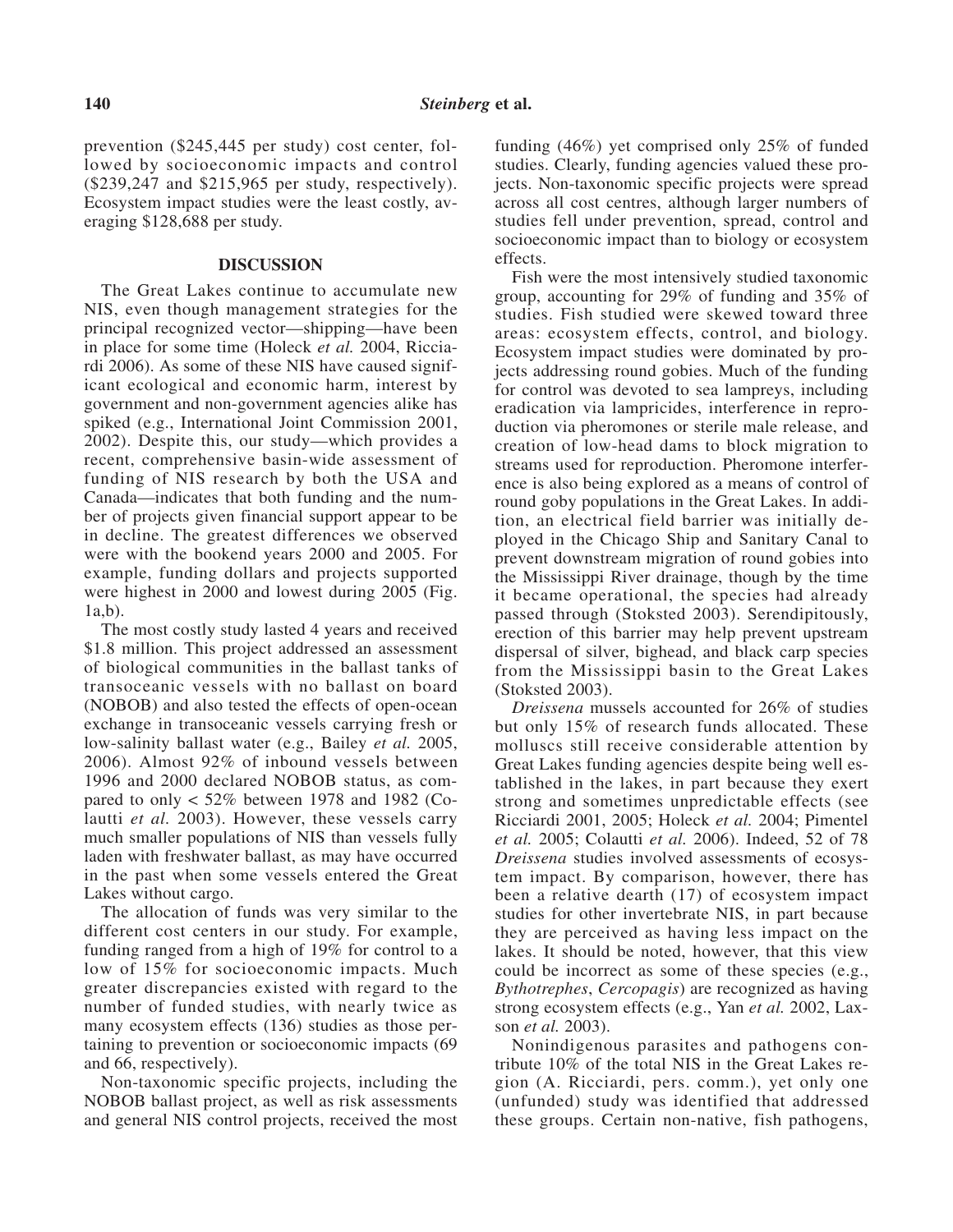prevention ($245,445 per study) cost center, followed by socioeconomic impacts and control ($239,247 and $215,965 per study, respectively). Ecosystem impact studies were the least costly, averaging $128,688 per study.

## DISCUSSION

The Great Lakes continue to accumulate new NIS, even though management strategies for the principal recognized vector—shipping—have been in place for some time (Holeck *et al.* 2004, Ricciardi 2006). As some of these NIS have caused significant ecological and economic harm, interest by government and non-government agencies alike has spiked (e.g., International Joint Commission 2001, 2002). Despite this, our study—which provides a recent, comprehensive basin-wide assessment of funding of NIS research by both the USA and Canada—indicates that both funding and the number of projects given financial support appear to be in decline. The greatest differences we observed were with the bookend years 2000 and 2005. For example, funding dollars and projects supported were highest in 2000 and lowest during 2005 (Fig. 1a,b).

The most costly study lasted 4 years and received $1.8 million. This project addressed an assessment of biological communities in the ballast tanks of transoceanic vessels with no ballast on board (NOBOB) and also tested the effects of open-ocean exchange in transoceanic vessels carrying fresh or low-salinity ballast water (e.g., Bailey *et al.* 2005, 2006). Almost 92% of inbound vessels between 1996 and 2000 declared NOBOB status, as compared to only < 52% between 1978 and 1982 (Colautti *et al.* 2003). However, these vessels carry much smaller populations of NIS than vessels fully laden with freshwater ballast, as may have occurred in the past when some vessels entered the Great Lakes without cargo.

The allocation of funds was very similar to the different cost centers in our study. For example, funding ranged from a high of 19% for control to a low of 15% for socioeconomic impacts. Much greater discrepancies existed with regard to the number of funded studies, with nearly twice as many ecosystem effects (136) studies as those pertaining to prevention or socioeconomic impacts (69 and 66, respectively).

Non-taxonomic specific projects, including the NOBOB ballast project, as well as risk assessments and general NIS control projects, received the most funding (46%) yet comprised only 25% of funded studies. Clearly, funding agencies valued these projects. Non-taxonomic specific projects were spread across all cost centres, although larger numbers of studies fell under prevention, spread, control and socioeconomic impact than to biology or ecosystem effects.

Fish were the most intensively studied taxonomic group, accounting for 29% of funding and 35% of studies. Fish studied were skewed toward three areas: ecosystem effects, control, and biology. Ecosystem impact studies were dominated by projects addressing round gobies. Much of the funding for control was devoted to sea lampreys, including eradication via lampricides, interference in reproduction via pheromones or sterile male release, and creation of low-head dams to block migration to streams used for reproduction. Pheromone interference is also being explored as a means of control of round goby populations in the Great Lakes. In addition, an electrical field barrier was initially deployed in the Chicago Ship and Sanitary Canal to prevent downstream migration of round gobies into the Mississippi River drainage, though by the time it became operational, the species had already passed through (Stoksted 2003). Serendipitously, erection of this barrier may help prevent upstream dispersal of silver, bighead, and black carp species from the Mississippi basin to the Great Lakes (Stoksted 2003).

*Dreissena* mussels accounted for 26% of studies but only 15% of research funds allocated. These molluscs still receive considerable attention by Great Lakes funding agencies despite being well established in the lakes, in part because they exert strong and sometimes unpredictable effects (see Ricciardi 2001, 2005; Holeck *et al.* 2004; Pimentel *et al.* 2005; Colautti *et al.* 2006). Indeed, 52 of 78 *Dreissena* studies involved assessments of ecosystem impact. By comparison, however, there has been a relative dearth (17) of ecosystem impact studies for other invertebrate NIS, in part because they are perceived as having less impact on the lakes. It should be noted, however, that this view could be incorrect as some of these species (e.g., *Bythotrephes*, *Cercopagis*) are recognized as having strong ecosystem effects (e.g., Yan *et al.* 2002, Laxson *et al.* 2003).

Nonindigenous parasites and pathogens contribute 10% of the total NIS in the Great Lakes region (A. Ricciardi, pers. comm.), yet only one (unfunded) study was identified that addressed these groups. Certain non-native, fish pathogens,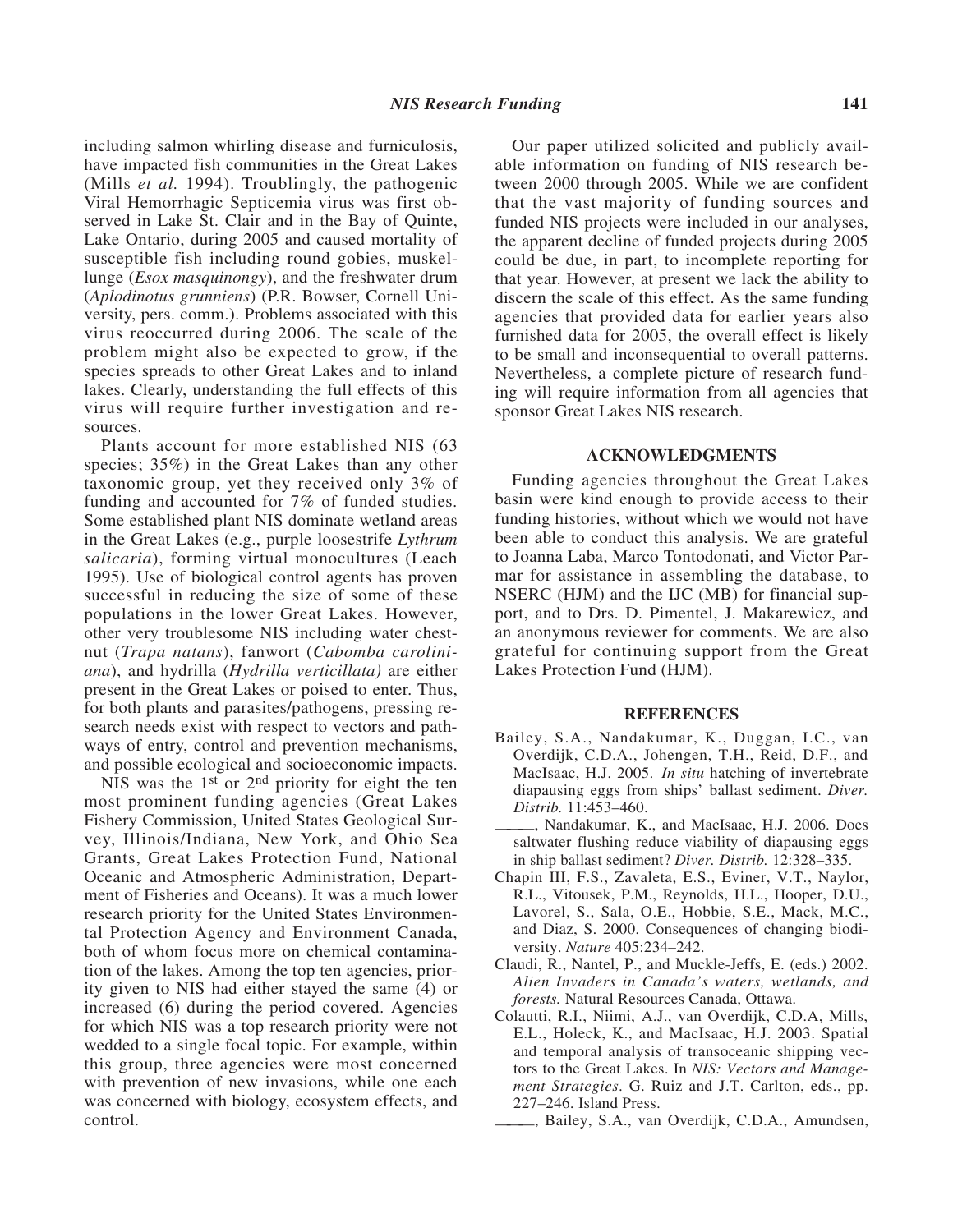including salmon whirling disease and furniculosis, have impacted fish communities in the Great Lakes (Mills *et al.* 1994). Troublingly, the pathogenic Viral Hemorrhagic Septicemia virus was first observed in Lake St. Clair and in the Bay of Quinte, Lake Ontario, during 2005 and caused mortality of susceptible fish including round gobies, muskellunge (*Esox masquinongy*), and the freshwater drum (*Aplodinotus grunniens*) (P.R. Bowser, Cornell University, pers. comm.). Problems associated with this virus reoccurred during 2006. The scale of the problem might also be expected to grow, if the species spreads to other Great Lakes and to inland lakes. Clearly, understanding the full effects of this virus will require further investigation and resources.

Plants account for more established NIS (63 species; 35%) in the Great Lakes than any other taxonomic group, yet they received only 3% of funding and accounted for 7% of funded studies. Some established plant NIS dominate wetland areas in the Great Lakes (e.g., purple loosestrife *Lythrum salicaria*), forming virtual monocultures (Leach 1995). Use of biological control agents has proven successful in reducing the size of some of these populations in the lower Great Lakes. However, other very troublesome NIS including water chestnut (*Trapa natans*), fanwort (*Cabomba caroliniana*), and hydrilla (*Hydrilla verticillata)* are either present in the Great Lakes or poised to enter. Thus, for both plants and parasites/pathogens, pressing research needs exist with respect to vectors and pathways of entry, control and prevention mechanisms, and possible ecological and socioeconomic impacts.

NIS was the 1st or 2nd priority for eight the ten most prominent funding agencies (Great Lakes Fishery Commission, United States Geological Survey, Illinois/Indiana, New York, and Ohio Sea Grants, Great Lakes Protection Fund, National Oceanic and Atmospheric Administration, Department of Fisheries and Oceans). It was a much lower research priority for the United States Environmental Protection Agency and Environment Canada, both of whom focus more on chemical contamination of the lakes. Among the top ten agencies, priority given to NIS had either stayed the same (4) or increased (6) during the period covered. Agencies for which NIS was a top research priority were not wedded to a single focal topic. For example, within this group, three agencies were most concerned with prevention of new invasions, while one each was concerned with biology, ecosystem effects, and control.

Our paper utilized solicited and publicly available information on funding of NIS research between 2000 through 2005. While we are confident that the vast majority of funding sources and funded NIS projects were included in our analyses, the apparent decline of funded projects during 2005 could be due, in part, to incomplete reporting for that year. However, at present we lack the ability to discern the scale of this effect. As the same funding agencies that provided data for earlier years also furnished data for 2005, the overall effect is likely to be small and inconsequential to overall patterns. Nevertheless, a complete picture of research funding will require information from all agencies that sponsor Great Lakes NIS research.

## ACKNOWLEDGMENTS

Funding agencies throughout the Great Lakes basin were kind enough to provide access to their funding histories, without which we would not have been able to conduct this analysis. We are grateful to Joanna Laba, Marco Tontodonati, and Victor Parmar for assistance in assembling the database, to NSERC (HJM) and the IJC (MB) for financial support, and to Drs. D. Pimentel, J. Makarewicz, and an anonymous reviewer for comments. We are also grateful for continuing support from the Great Lakes Protection Fund (HJM).

## REFERENCES

Bailey, S.A., Nandakumar, K., Duggan, I.C., van Overdijk, C.D.A., Johengen, T.H., Reid, D.F., and MacIsaac, H.J. 2005. *In situ* hatching of invertebrate diapausing eggs from ships' ballast sediment. *Diver. Distrib.* 11:453–460.

_____, Nandakumar, K., and MacIsaac, H.J. 2006. Does saltwater flushing reduce viability of diapausing eggs in ship ballast sediment? *Diver. Distrib.* 12:328–335.

Chapin III, F.S., Zavaleta, E.S., Eviner, V.T., Naylor, R.L., Vitousek, P.M., Reynolds, H.L., Hooper, D.U., Lavorel, S., Sala, O.E., Hobbie, S.E., Mack, M.C., and Diaz, S. 2000. Consequences of changing biodiversity. *Nature* 405:234–242.

Claudi, R., Nantel, P., and Muckle-Jeffs, E. (eds.) 2002. *Alien Invaders in Canada's waters, wetlands, and forests.* Natural Resources Canada, Ottawa.

Colautti, R.I., Niimi, A.J., van Overdijk, C.D.A, Mills, E.L., Holeck, K., and MacIsaac, H.J. 2003. Spatial and temporal analysis of transoceanic shipping vectors to the Great Lakes. In *NIS: Vectors and Management Strategies*. G. Ruiz and J.T. Carlton, eds., pp. 227–246. Island Press.

_____, Bailey, S.A., van Overdijk, C.D.A., Amundsen,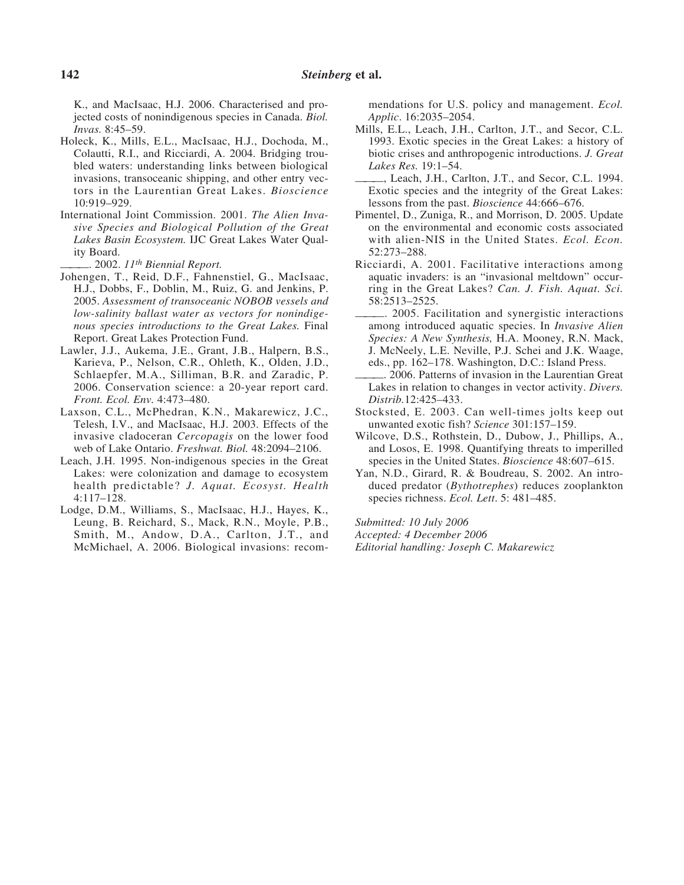K., and MacIsaac, H.J. 2006. Characterised and projected costs of nonindigenous species in Canada. *Biol. Invas.* 8:45–59.

Holeck, K., Mills, E.L., MacIsaac, H.J., Dochoda, M., Colautti, R.I., and Ricciardi, A. 2004. Bridging troubled waters: understanding links between biological invasions, transoceanic shipping, and other entry vectors in the Laurentian Great Lakes. *Bioscience* 10:919–929.

International Joint Commission. 2001. *The Alien Invasive Species and Biological Pollution of the Great Lakes Basin Ecosystem.* IJC Great Lakes Water Quality Board.

_____. 2002. *11th Biennial Report.*

Johengen, T., Reid, D.F., Fahnenstiel, G., MacIsaac, H.J., Dobbs, F., Doblin, M., Ruiz, G. and Jenkins, P. 2005. *Assessment of transoceanic NOBOB vessels and low-salinity ballast water as vectors for nonindigenous species introductions to the Great Lakes.* Final Report. Great Lakes Protection Fund.

Lawler, J.J., Aukema, J.E., Grant, J.B., Halpern, B.S., Karieva, P., Nelson, C.R., Ohleth, K., Olden, J.D., Schlaepfer, M.A., Silliman, B.R. and Zaradic, P. 2006. Conservation science: a 20-year report card. *Front. Ecol. Env.* 4:473–480.

Laxson, C.L., McPhedran, K.N., Makarewicz, J.C., Telesh, I.V., and MacIsaac, H.J. 2003. Effects of the invasive cladoceran *Cercopagis* on the lower food web of Lake Ontario. *Freshwat. Biol.* 48:2094–2106.

Leach, J.H. 1995. Non-indigenous species in the Great Lakes: were colonization and damage to ecosystem health predictable? *J. Aquat. Ecosyst. Health* 4:117–128.

Lodge, D.M., Williams, S., MacIsaac, H.J., Hayes, K., Leung, B. Reichard, S., Mack, R.N., Moyle, P.B., Smith, M., Andow, D.A., Carlton, J.T., and McMichael, A. 2006. Biological invasions: recommendations for U.S. policy and management. *Ecol. Applic*. 16:2035–2054.

Mills, E.L., Leach, J.H., Carlton, J.T., and Secor, C.L. 1993. Exotic species in the Great Lakes: a history of biotic crises and anthropogenic introductions. *J. Great Lakes Res.* 19:1–54.

_____, Leach, J.H., Carlton, J.T., and Secor, C.L. 1994. Exotic species and the integrity of the Great Lakes: lessons from the past. *Bioscience* 44:666–676.

Pimentel, D., Zuniga, R., and Morrison, D. 2005. Update on the environmental and economic costs associated with alien-NIS in the United States. *Ecol. Econ.* 52:273–288.

Ricciardi, A. 2001. Facilitative interactions among aquatic invaders: is an "invasional meltdown" occurring in the Great Lakes? *Can. J. Fish. Aquat. Sci.* 58:2513–2525.

_____. 2005. Facilitation and synergistic interactions among introduced aquatic species. In *Invasive Alien Species: A New Synthesis,* H.A. Mooney, R.N. Mack, J. McNeely, L.E. Neville, P.J. Schei and J.K. Waage, eds., pp. 162–178. Washington, D.C.: Island Press.

_____. 2006. Patterns of invasion in the Laurentian Great Lakes in relation to changes in vector activity. *Divers. Distrib.*12:425–433.

Stocksted, E. 2003. Can well-times jolts keep out unwanted exotic fish? *Science* 301:157–159.

Wilcove, D.S., Rothstein, D., Dubow, J., Phillips, A., and Losos, E. 1998. Quantifying threats to imperilled species in the United States. *Bioscience* 48:607–615.

Yan, N.D., Girard, R. & Boudreau, S. 2002. An introduced predator (*Bythotrephes*) reduces zooplankton species richness. *Ecol. Lett*. 5: 481–485.

*Submitted: 10 July 2006*
*Accepted: 4 December 2006*
*Editorial handling: Joseph C. Makarewicz*